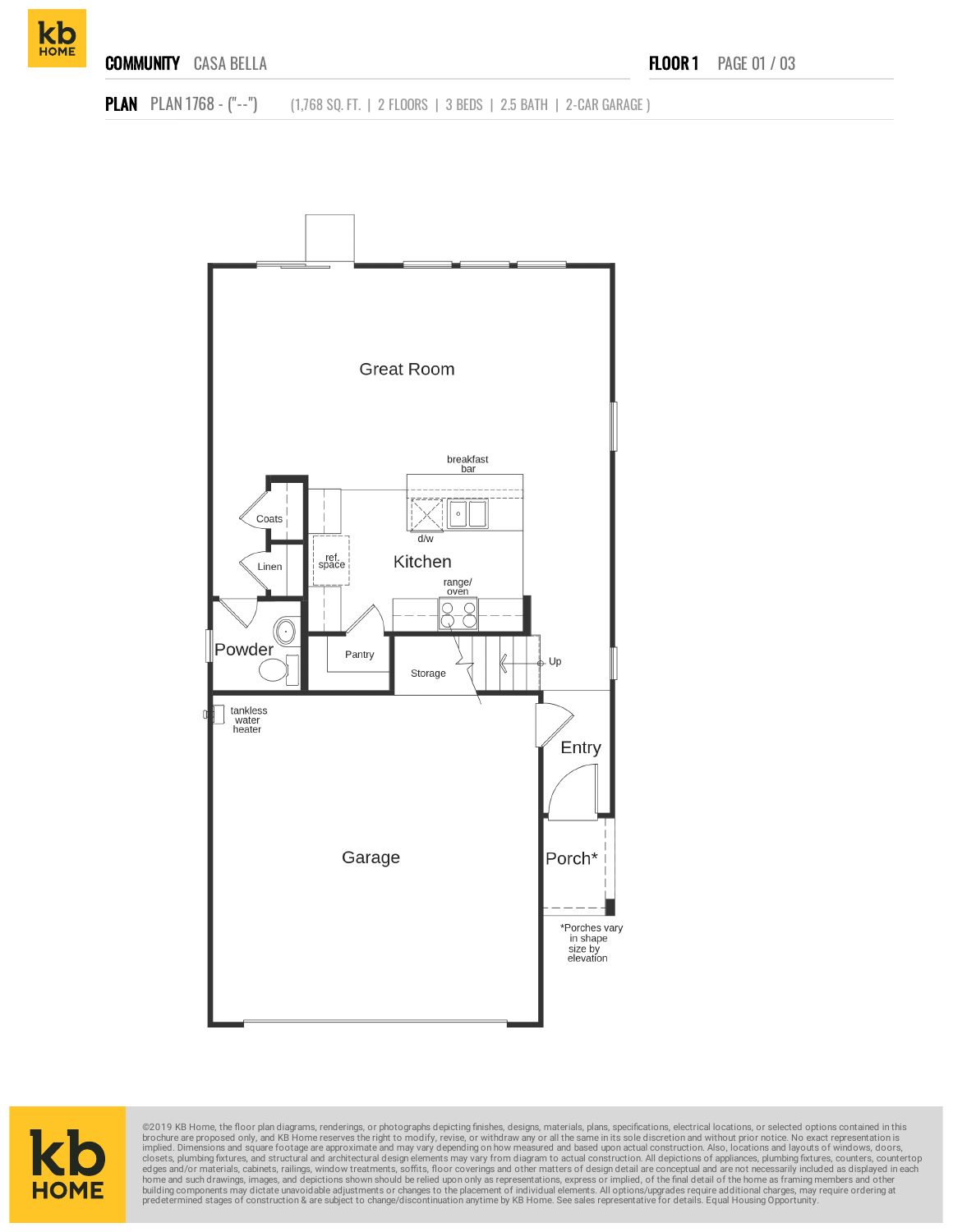**COMMUNITY** CASA BELLA

**FLOOR 1** PAGE 01 / 03

**PLAN** PLAN 1768 - ("--") (1,768 SQ. FT. | 2 FLOORS | 3 BEDS | 2.5 BATH | 2-CAR GARAGE )

Great Room

breakfast bar

Coats

Linen

ref. space

d/w

Kitchen

range/ oven

Powder

Pantry

Storage

Up

tankless water heater

Entry

Garage

Porch*

*Porches vary in shape size by elevation

©2019 KB Home, the floor plan diagrams, renderings, or photographs depicting finishes, designs, materials, plans, specifications, electrical locations, or selected options contained in this brochure are proposed only, and KB Home reserves the right to modify, revise, or withdraw any or all the same in its sole discretion and without prior notice. No exact representation is implied. Dimensions and square footage are approximate and may vary depending on how measured and based upon actual construction. Also, locations and layouts of windows, doors, closets, plumbing fixtures, and structural and architectural design elements may vary from diagram to actual construction. All depictions of appliances, plumbing fixtures, counters, countertop edges and/or materials, cabinets, railings, window treatments, soffits, floor coverings and other matters of design detail are conceptual and are not necessarily included as displayed in each home and such drawings, images, and depictions shown should be relied upon only as representations, express or implied, of the final detail of the home as framing members and other building components may dictate unavoidable adjustments or changes to the placement of individual elements. All options/upgrades require additional charges, may require ordering at predetermined stages of construction & are subject to change/discontinuation anytime by KB Home. See sales representative for details. Equal Housing Opportunity.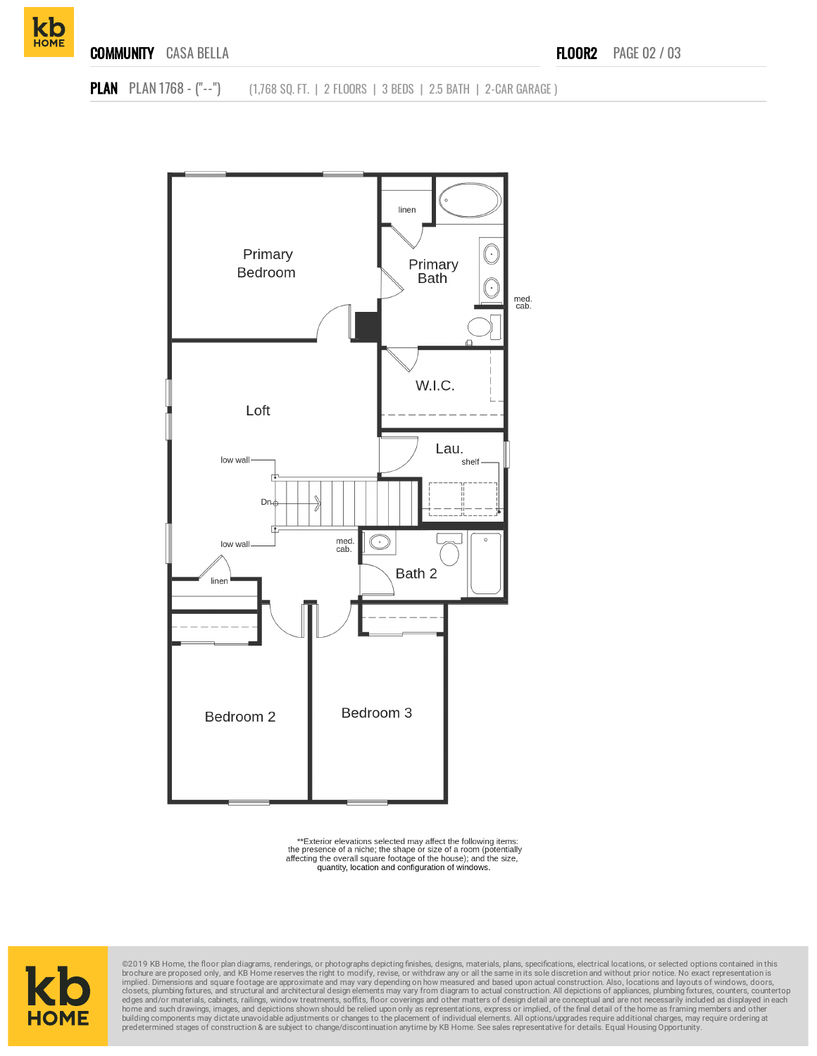**COMMUNITY** CASA BELLA

**FLOOR2** PAGE 02 / 03

**PLAN** PLAN 1768 - ("--") (1,768 SQ. FT. | 2 FLOORS | 3 BEDS | 2.5 BATH | 2-CAR GARAGE )

Primary Bedroom

linen

Primary Bath

med. cab.

W.I.C.

Loft

Lau.

shelf

low wall

Dn.

low wall

med. cab.

Bath 2

linen

Bedroom 2

Bedroom 3

**Exterior elevations selected may affect the following items: the presence of a niche; the shape or size of a room (potentially affecting the overall square footage of the house); and the size, quantity, location and configuration of windows.

©2019 KB Home, the floor plan diagrams, renderings, or photographs depicting finishes, designs, materials, plans, specifications, electrical locations, or selected options contained in this brochure are proposed only, and KB Home reserves the right to modify, revise, or withdraw any or all the same in its sole discretion and without prior notice. No exact representation is implied. Dimensions and square footage are approximate and may vary depending on how measured and based upon actual construction. Also, locations and layouts of windows, doors, closets, plumbing fixtures, and structural and architectural design elements may vary from diagram to actual construction. All depictions of appliances, plumbing fixtures, counters, countertop edges and/or materials, cabinets, railings, window treatments, soffits, floor coverings and other matters of design detail are conceptual and are not necessarily included as displayed in each home and such drawings, images, and depictions shown should be relied upon only as representations, express or implied, of the final detail of the home as framing members and other building components may dictate unavoidable adjustments or changes to the placement of individual elements. All options/upgrades require additional charges, may require ordering at predetermined stages of construction & are subject to change/discontinuation anytime by KB Home. See sales representative for details. Equal Housing Opportunity.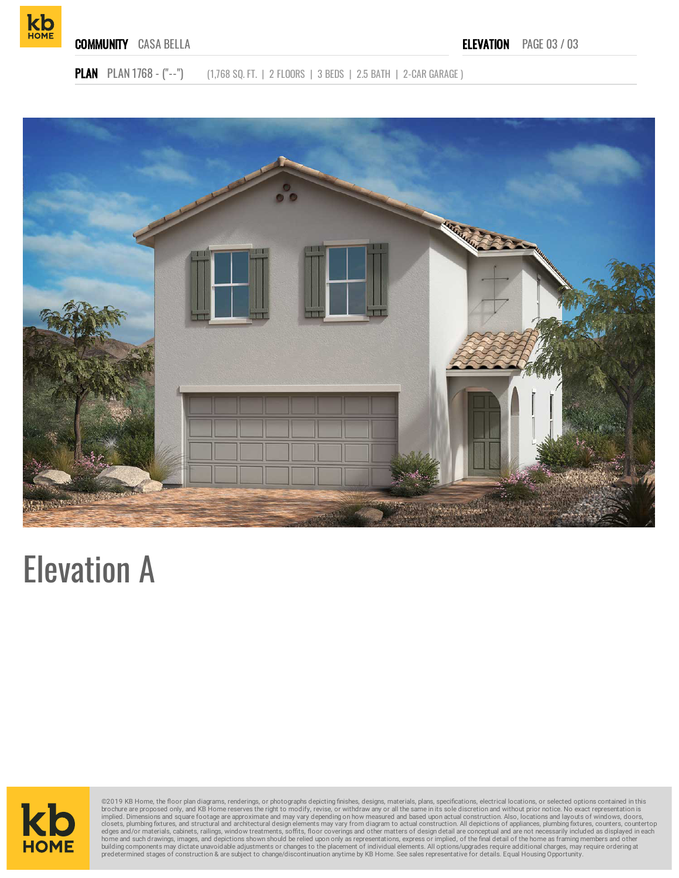**COMMUNITY** CASA BELLA

**ELEVATION** PAGE 03 / 03

**PLAN** PLAN 1768 - ("--") (1,768 SQ. FT. | 2 FLOORS | 3 BEDS | 2.5 BATH | 2-CAR GARAGE )

# Elevation A

©2019 KB Home, the floor plan diagrams, renderings, or photographs depicting finishes, designs, materials, plans, specifications, electrical locations, or selected options contained in this brochure are proposed only, and KB Home reserves the right to modify, revise, or withdraw any or all the same in its sole discretion and without prior notice. No exact representation is implied. Dimensions and square footage are approximate and may vary depending on how measured and based upon actual construction. Also, locations and layouts of windows, doors, closets, plumbing fixtures, and structural and architectural design elements may vary from diagram to actual construction. All depictions of appliances, plumbing fixtures, counters, countertop edges and/or materials, cabinets, railings, window treatments, soffits, floor coverings and other matters of design detail are conceptual and are not necessarily included as displayed in each home and such drawings, images, and depictions shown should be relied upon only as representations, express or implied, of the final detail of the home as framing members and other building components may dictate unavoidable adjustments or changes to the placement of individual elements. All options/upgrades require additional charges, may require ordering at predetermined stages of construction & are subject to change/discontinuation anytime by KB Home. See sales representative for details. Equal Housing Opportunity.